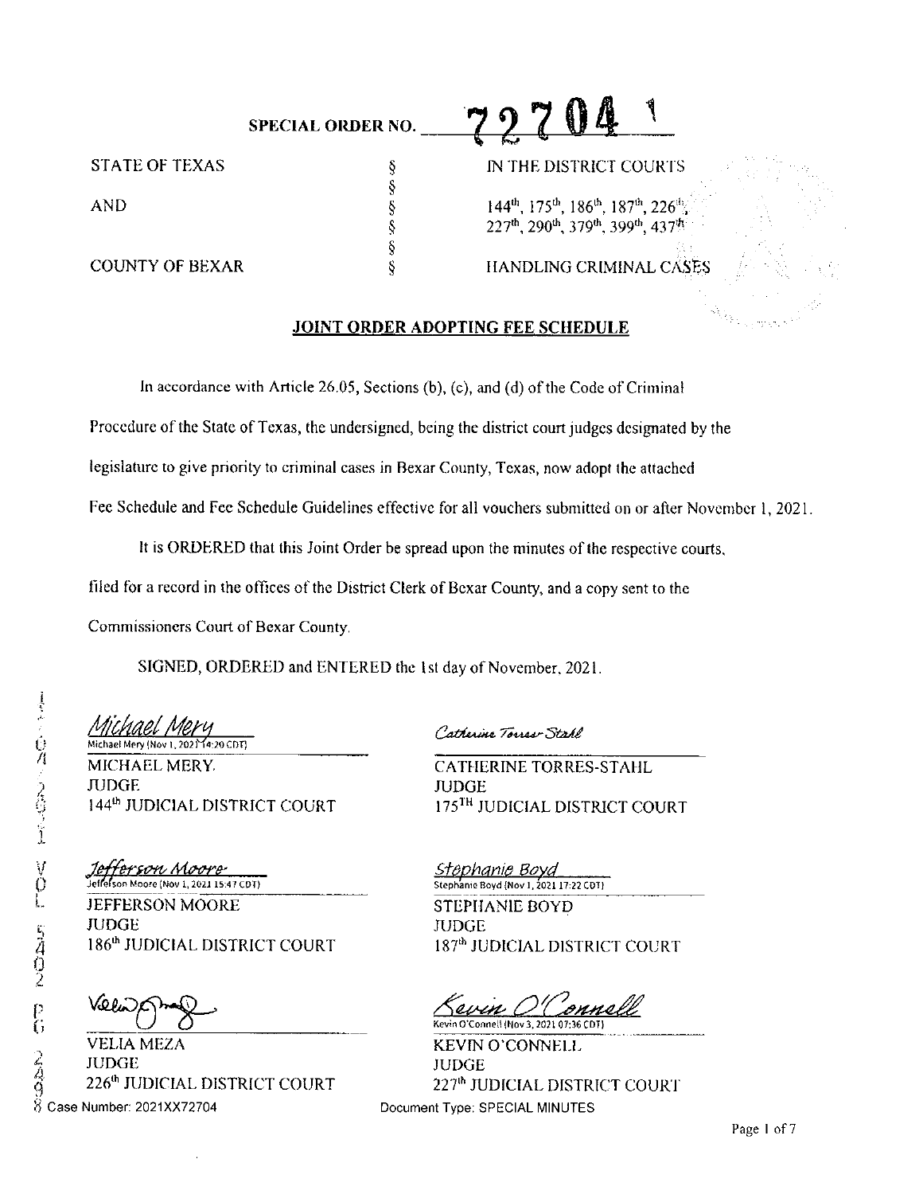SPECIAL ORDER NO. 727041

STATE OF TEXAS § IN THE DISTRICT COURTS
§
AND § 144th, 175th, 186th, 187th, 226th, 227th, 290th, 379th, 399th, 437th
§
COUNTY OF BEXAR § HANDLING CRIMINAL CASES

## JOINT ORDER ADOPTING FEE SCHEDULE

In accordance with Article 26.05, Sections (b), (c), and (d) of the Code of Criminal Procedure of the State of Texas, the undersigned, being the district court judges designated by the legislature to give priority to criminal cases in Bexar County, Texas, now adopt the attached Fee Schedule and Fee Schedule Guidelines effective for all vouchers submitted on or after November 1, 2021.

It is ORDERED that this Joint Order be spread upon the minutes of the respective courts, filed for a record in the offices of the District Clerk of Bexar County, and a copy sent to the Commissioners Court of Bexar County.

SIGNED, ORDERED and ENTERED the 1st day of November, 2021.

*Michael Mery*
Michael Mery (Nov 1, 2021 14:20 CDT)
MICHAEL MERY
JUDGE
144th JUDICIAL DISTRICT COURT

*Catherine Torres-Stahl*
CATHERINE TORRES-STAHL
JUDGE
175TH JUDICIAL DISTRICT COURT

*Jefferson Moore*
Jefferson Moore (Nov 1, 2021 15:47 CDT)
JEFFERSON MOORE
JUDGE
186th JUDICIAL DISTRICT COURT

*Stephanie Boyd*
Stephanie Boyd (Nov 1, 2021 17:22 CDT)
STEPHANIE BOYD
JUDGE
187th JUDICIAL DISTRICT COURT

*Velia Meza*
VELIA MEZA
JUDGE
226th JUDICIAL DISTRICT COURT

*Kevin O'Connell*
Kevin O'Connell (Nov 3, 2021 07:36 CDT)
KEVIN O'CONNELL
JUDGE
227th JUDICIAL DISTRICT COURT

Case Number: 2021XX72704 Document Type: SPECIAL MINUTES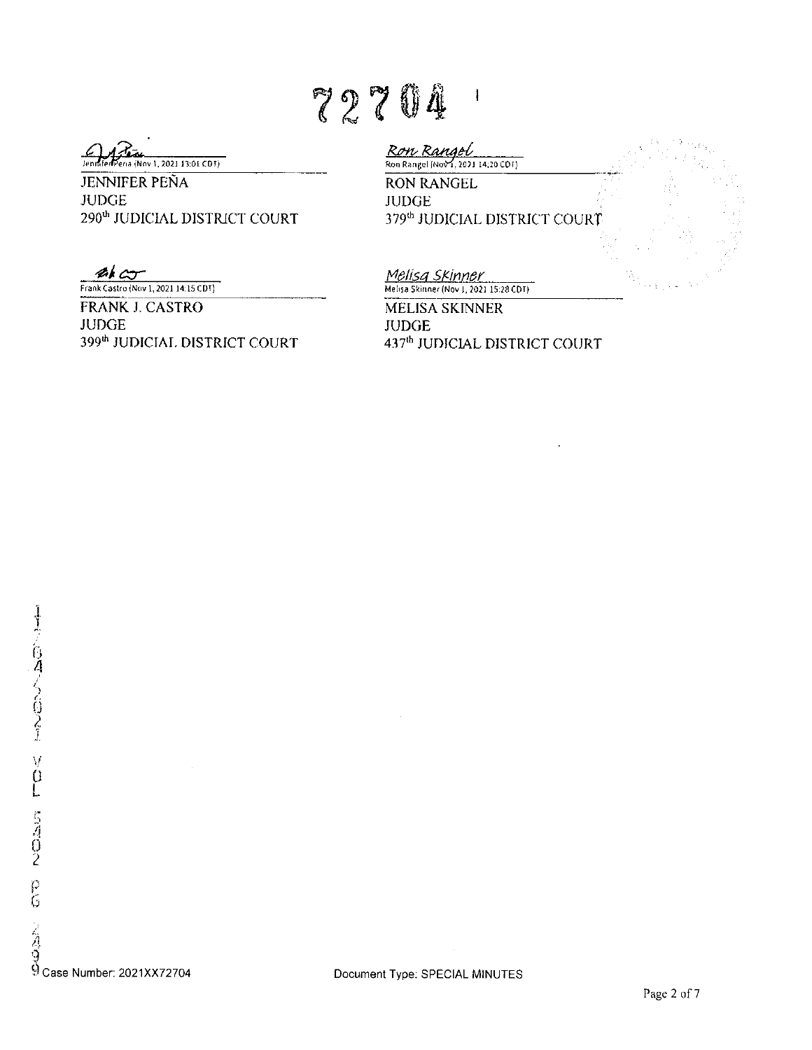72704

Jennifer Peña (Nov 1, 2021 13:01 CDT)

JENNIFER PEÑA
JUDGE
290th JUDICIAL DISTRICT COURT

Ron Rangel
Ron Rangel (Nov 1, 2021 14:20 CDT)

RON RANGEL
JUDGE
379th JUDICIAL DISTRICT COURT

Frank Castro (Nov 1, 2021 14:15 CDT)

FRANK J. CASTRO
JUDGE
399th JUDICIAL DISTRICT COURT

Melisa Skinner
Melisa Skinner (Nov 1, 2021 15:28 CDT)

MELISA SKINNER
JUDGE
437th JUDICIAL DISTRICT COURT

11/04/2021 VOL 5302 PG 2499

Case Number: 2021XX72704

Document Type: SPECIAL MINUTES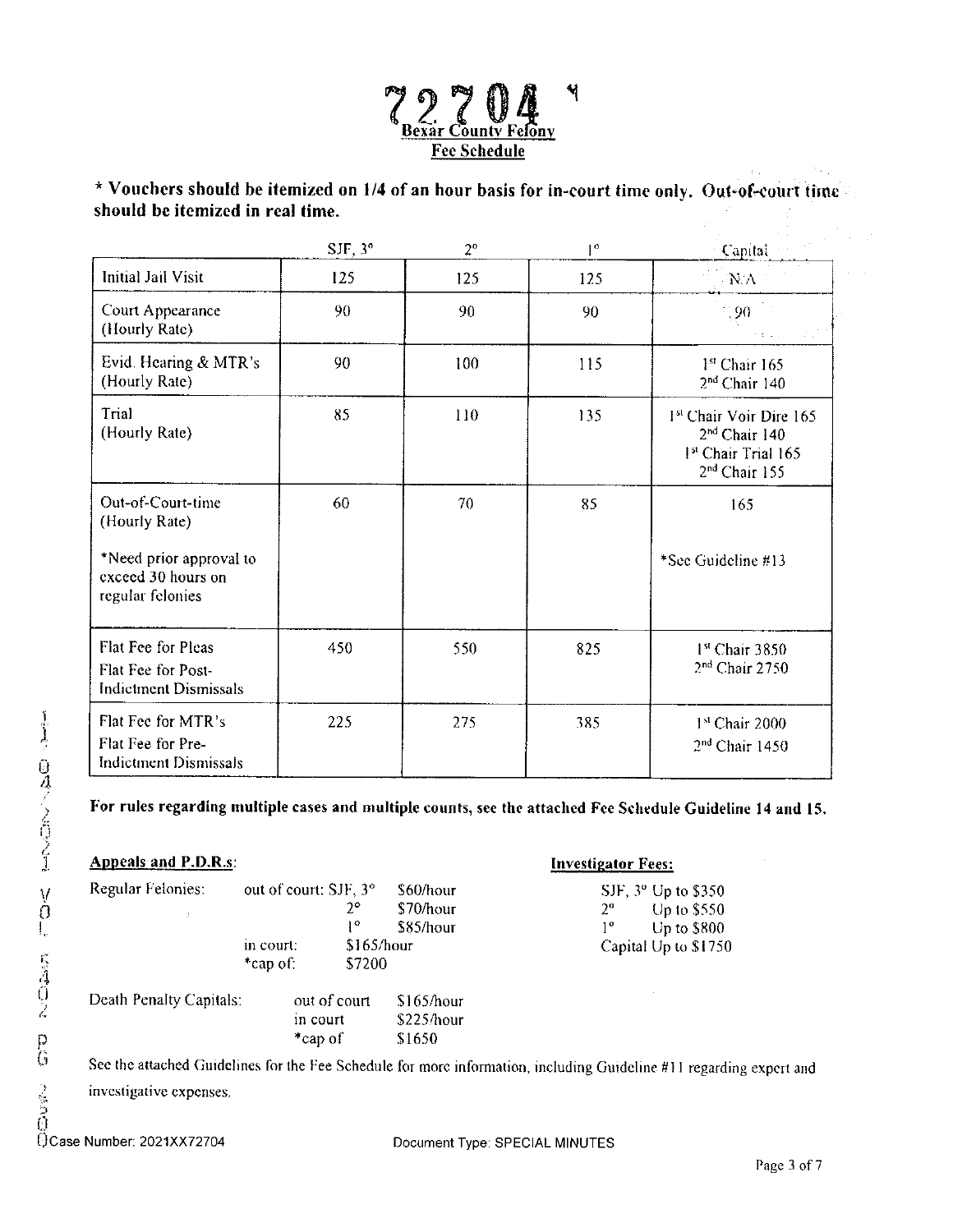# 72704

**Bexar County Felony**
**Fee Schedule**

**\* Vouchers should be itemized on 1/4 of an hour basis for in-court time only. Out-of-court time should be itemized in real time.**

| | SJF, 3° | 2° | 1° | Capital |
|---|---|---|---|---|
| Initial Jail Visit | 125 | 125 | 125 | N/A |
| Court Appearance (Hourly Rate) | 90 | 90 | 90 | 90 |
| Evid. Hearing & MTR's (Hourly Rate) | 90 | 100 | 115 | 1st Chair 165<br>2nd Chair 140 |
| Trial (Hourly Rate) | 85 | 110 | 135 | 1st Chair Voir Dire 165<br>2nd Chair 140<br>1st Chair Trial 165<br>2nd Chair 155 |
| Out-of-Court-time (Hourly Rate)<br><br>\*Need prior approval to exceed 30 hours on regular felonies | 60 | 70 | 85 | 165<br><br>\*See Guideline #13 |
| Flat Fee for Pleas<br>Flat Fee for Post-Indictment Dismissals | 450 | 550 | 825 | 1st Chair 3850<br>2nd Chair 2750 |
| Flat Fee for MTR's<br>Flat Fee for Pre-Indictment Dismissals | 225 | 275 | 385 | 1st Chair 2000<br>2nd Chair 1450 |

**For rules regarding multiple cases and multiple counts, see the attached Fee Schedule Guideline 14 and 15.**

**Appeals and P.D.R.s:**

Regular Felonies:
- out of court: SJF, 3° $60/hour
- 2° $70/hour
- 1° $85/hour
- in court: $165/hour
- \*cap of: $7200

Death Penalty Capitals:
- out of court $165/hour
- in court $225/hour
- \*cap of $1650

**Investigator Fees:**

- SJF, 3° Up to $350
- 2° Up to $550
- 1° Up to $800
- Capital Up to $1750

See the attached Guidelines for the Fee Schedule for more information, including Guideline #11 regarding expert and investigative expenses.

Case Number: 2021XX72704 Document Type: SPECIAL MINUTES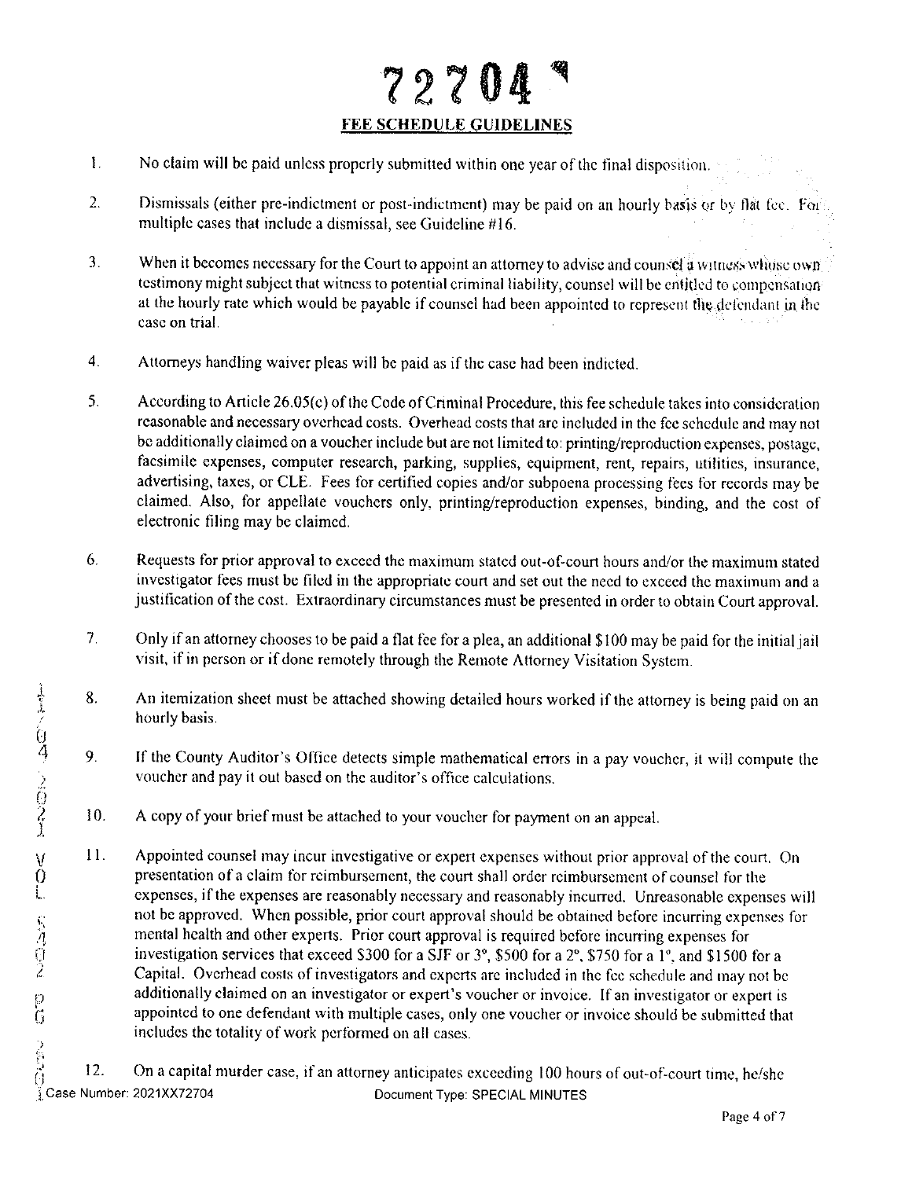# 72704

## FEE SCHEDULE GUIDELINES

1. No claim will be paid unless properly submitted within one year of the final disposition.

2. Dismissals (either pre-indictment or post-indictment) may be paid on an hourly basis or by flat fee. For multiple cases that include a dismissal, see Guideline #16.

3. When it becomes necessary for the Court to appoint an attorney to advise and counsel a witness whose own testimony might subject that witness to potential criminal liability, counsel will be entitled to compensation at the hourly rate which would be payable if counsel had been appointed to represent the defendant in the case on trial.

4. Attorneys handling waiver pleas will be paid as if the case had been indicted.

5. According to Article 26.05(c) of the Code of Criminal Procedure, this fee schedule takes into consideration reasonable and necessary overhead costs. Overhead costs that are included in the fee schedule and may not be additionally claimed on a voucher include but are not limited to: printing/reproduction expenses, postage, facsimile expenses, computer research, parking, supplies, equipment, rent, repairs, utilities, insurance, advertising, taxes, or CLE. Fees for certified copies and/or subpoena processing fees for records may be claimed. Also, for appellate vouchers only, printing/reproduction expenses, binding, and the cost of electronic filing may be claimed.

6. Requests for prior approval to exceed the maximum stated out-of-court hours and/or the maximum stated investigator fees must be filed in the appropriate court and set out the need to exceed the maximum and a justification of the cost. Extraordinary circumstances must be presented in order to obtain Court approval.

7. Only if an attorney chooses to be paid a flat fee for a plea, an additional $100 may be paid for the initial jail visit, if in person or if done remotely through the Remote Attorney Visitation System.

8. An itemization sheet must be attached showing detailed hours worked if the attorney is being paid on an hourly basis.

9. If the County Auditor's Office detects simple mathematical errors in a pay voucher, it will compute the voucher and pay it out based on the auditor's office calculations.

10. A copy of your brief must be attached to your voucher for payment on an appeal.

11. Appointed counsel may incur investigative or expert expenses without prior approval of the court. On presentation of a claim for reimbursement, the court shall order reimbursement of counsel for the expenses, if the expenses are reasonably necessary and reasonably incurred. Unreasonable expenses will not be approved. When possible, prior court approval should be obtained before incurring expenses for mental health and other experts. Prior court approval is required before incurring expenses for investigation services that exceed $300 for a SJF or 3°, $500 for a 2°, $750 for a 1°, and $1500 for a Capital. Overhead costs of investigators and experts are included in the fee schedule and may not be additionally claimed on an investigator or expert's voucher or invoice. If an investigator or expert is appointed to one defendant with multiple cases, only one voucher or invoice should be submitted that includes the totality of work performed on all cases.

12. On a capital murder case, if an attorney anticipates exceeding 100 hours of out-of-court time, he/she

Case Number: 2021XX72704 Document Type: SPECIAL MINUTES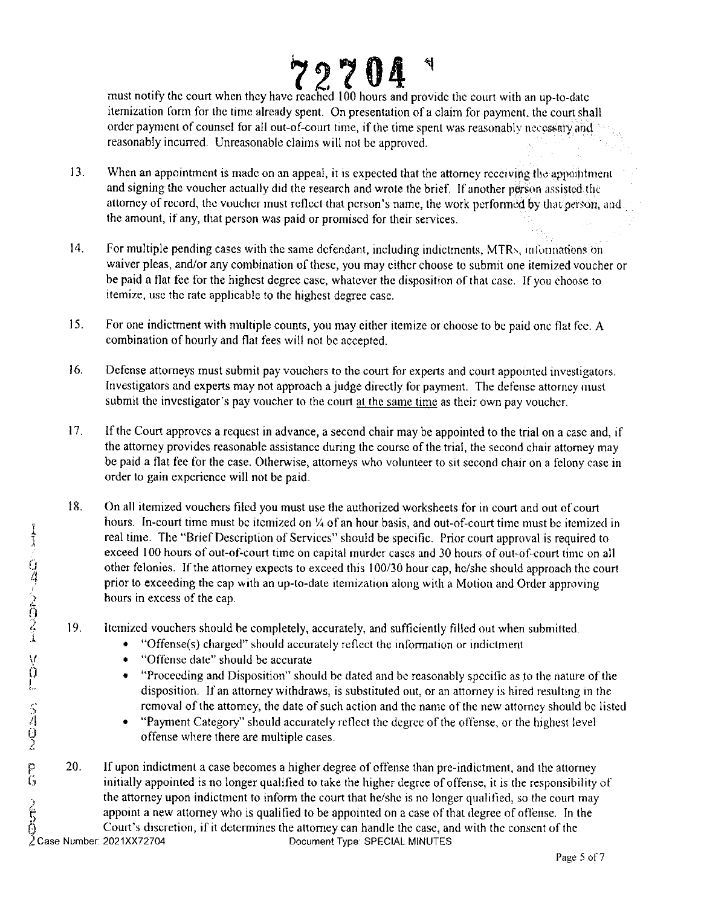must notify the court when they have reached 100 hours and provide the court with an up-to-date itemization form for the time already spent. On presentation of a claim for payment, the court shall order payment of counsel for all out-of-court time, if the time spent was reasonably necessary and reasonably incurred. Unreasonable claims will not be approved.

13. When an appointment is made on an appeal, it is expected that the attorney receiving the appointment and signing the voucher actually did the research and wrote the brief. If another person assisted the attorney of record, the voucher must reflect that person's name, the work performed by that person, and the amount, if any, that person was paid or promised for their services.

14. For multiple pending cases with the same defendant, including indictments, MTRs, informations on waiver pleas, and/or any combination of these, you may either choose to submit one itemized voucher or be paid a flat fee for the highest degree case, whatever the disposition of that case. If you choose to itemize, use the rate applicable to the highest degree case.

15. For one indictment with multiple counts, you may either itemize or choose to be paid one flat fee. A combination of hourly and flat fees will not be accepted.

16. Defense attorneys must submit pay vouchers to the court for experts and court appointed investigators. Investigators and experts may not approach a judge directly for payment. The defense attorney must submit the investigator's pay voucher to the court at the same time as their own pay voucher.

17. If the Court approves a request in advance, a second chair may be appointed to the trial on a case and, if the attorney provides reasonable assistance during the course of the trial, the second chair attorney may be paid a flat fee for the case. Otherwise, attorneys who volunteer to sit second chair on a felony case in order to gain experience will not be paid.

18. On all itemized vouchers filed you must use the authorized worksheets for in court and out of court hours. In-court time must be itemized on ¼ of an hour basis, and out-of-court time must be itemized in real time. The "Brief Description of Services" should be specific. Prior court approval is required to exceed 100 hours of out-of-court time on capital murder cases and 30 hours of out-of-court time on all other felonies. If the attorney expects to exceed this 100/30 hour cap, he/she should approach the court prior to exceeding the cap with an up-to-date itemization along with a Motion and Order approving hours in excess of the cap.

19. Itemized vouchers should be completely, accurately, and sufficiently filled out when submitted.
    - "Offense(s) charged" should accurately reflect the information or indictment
    - "Offense date" should be accurate
    - "Proceeding and Disposition" should be dated and be reasonably specific as to the nature of the disposition. If an attorney withdraws, is substituted out, or an attorney is hired resulting in the removal of the attorney, the date of such action and the name of the new attorney should be listed
    - "Payment Category" should accurately reflect the degree of the offense, or the highest level offense where there are multiple cases.

20. If upon indictment a case becomes a higher degree of offense than pre-indictment, and the attorney initially appointed is no longer qualified to take the higher degree of offense, it is the responsibility of the attorney upon indictment to inform the court that he/she is no longer qualified, so the court may appoint a new attorney who is qualified to be appointed on a case of that degree of offense. In the Court's discretion, if it determines the attorney can handle the case, and with the consent of the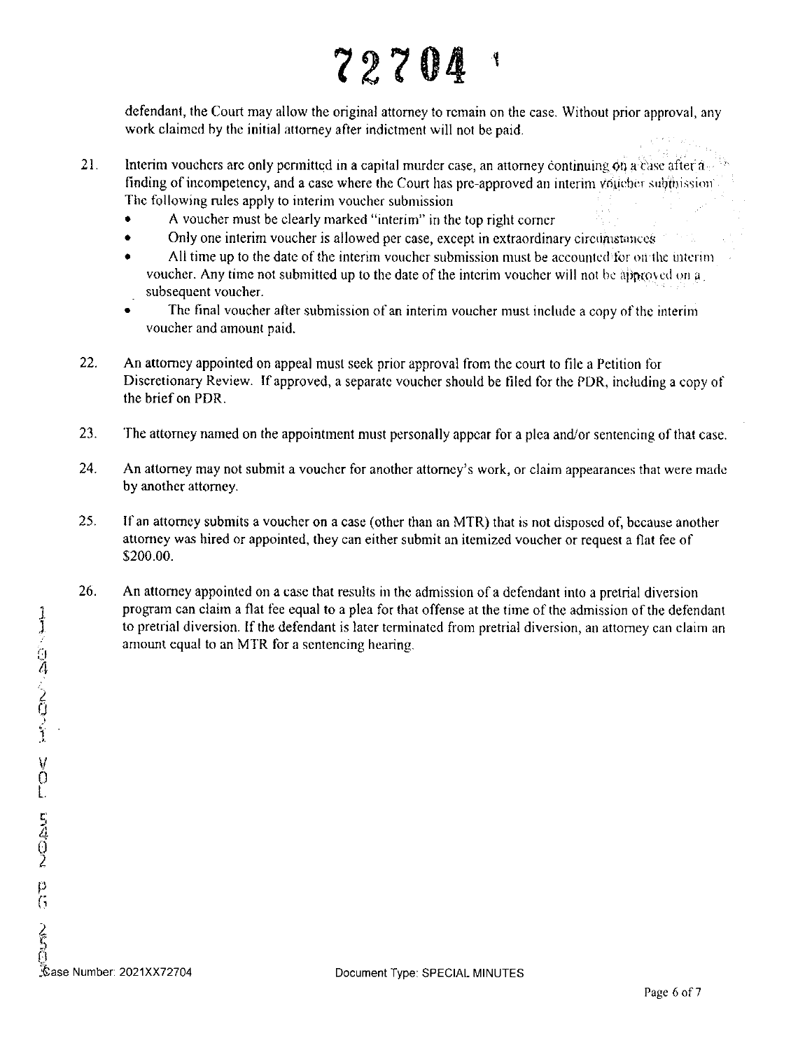defendant, the Court may allow the original attorney to remain on the case. Without prior approval, any work claimed by the initial attorney after indictment will not be paid.

21. Interim vouchers are only permitted in a capital murder case, an attorney continuing on a case after a finding of incompetency, and a case where the Court has pre-approved an interim voucher submission. The following rules apply to interim voucher submission
    - A voucher must be clearly marked "interim" in the top right corner
    - Only one interim voucher is allowed per case, except in extraordinary circumstances
    - All time up to the date of the interim voucher submission must be accounted for on the interim voucher. Any time not submitted up to the date of the interim voucher will not be approved on a subsequent voucher.
    - The final voucher after submission of an interim voucher must include a copy of the interim voucher and amount paid.

22. An attorney appointed on appeal must seek prior approval from the court to file a Petition for Discretionary Review. If approved, a separate voucher should be filed for the PDR, including a copy of the brief on PDR.

23. The attorney named on the appointment must personally appear for a plea and/or sentencing of that case.

24. An attorney may not submit a voucher for another attorney's work, or claim appearances that were made by another attorney.

25. If an attorney submits a voucher on a case (other than an MTR) that is not disposed of, because another attorney was hired or appointed, they can either submit an itemized voucher or request a flat fee of $200.00.

26. An attorney appointed on a case that results in the admission of a defendant into a pretrial diversion program can claim a flat fee equal to a plea for that offense at the time of the admission of the defendant to pretrial diversion. If the defendant is later terminated from pretrial diversion, an attorney can claim an amount equal to an MTR for a sentencing hearing.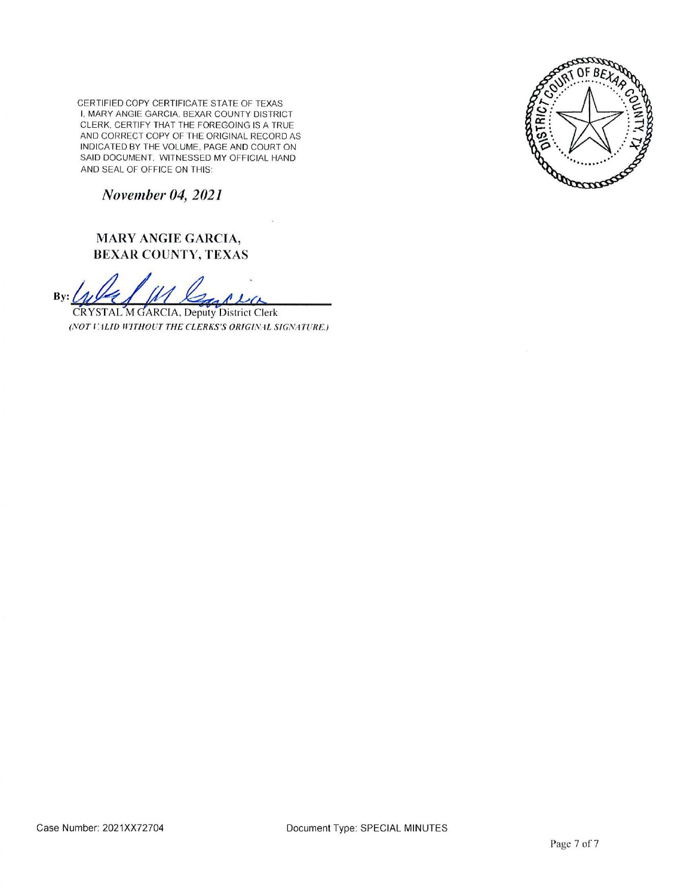CERTIFIED COPY CERTIFICATE STATE OF TEXAS
I, MARY ANGIE GARCIA, BEXAR COUNTY DISTRICT CLERK, CERTIFY THAT THE FOREGOING IS A TRUE AND CORRECT COPY OF THE ORIGINAL RECORD AS INDICATED BY THE VOLUME, PAGE AND COURT ON SAID DOCUMENT. WITNESSED MY OFFICIAL HAND AND SEAL OF OFFICE ON THIS:

***November 04, 2021***

**MARY ANGIE GARCIA,**
**BEXAR COUNTY, TEXAS**

**By:** ______________________
CRYSTAL M GARCIA, Deputy District Clerk
*(NOT VALID WITHOUT THE CLERKS'S ORIGINAL SIGNATURE.)*

DISTRICT COURT OF BEXAR COUNTY, TX

Case Number: 2021XX72704

Document Type: SPECIAL MINUTES